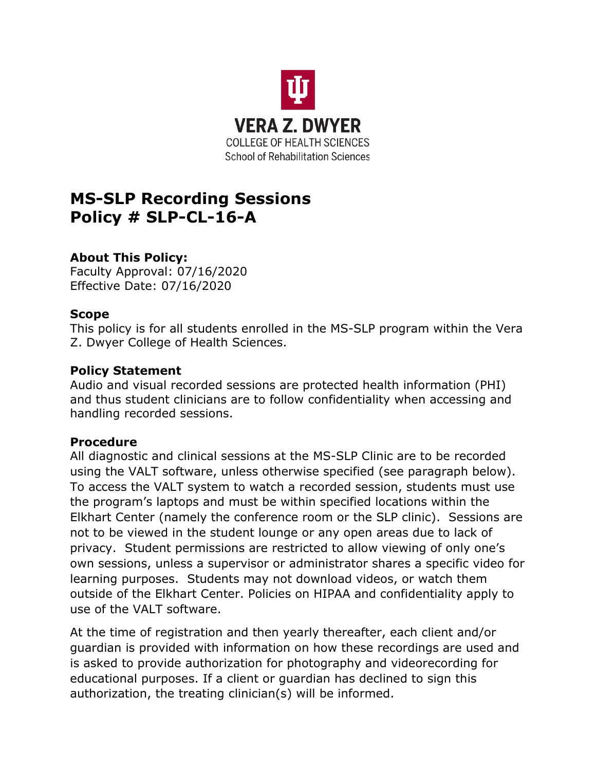VERA Z. DWYER
COLLEGE OF HEALTH SCIENCES
School of Rehabilitation Sciences

# MS-SLP Recording Sessions
# Policy # SLP-CL-16-A

**About This Policy:**
Faculty Approval: 07/16/2020
Effective Date: 07/16/2020

**Scope**
This policy is for all students enrolled in the MS-SLP program within the Vera Z. Dwyer College of Health Sciences.

**Policy Statement**
Audio and visual recorded sessions are protected health information (PHI) and thus student clinicians are to follow confidentiality when accessing and handling recorded sessions.

**Procedure**
All diagnostic and clinical sessions at the MS-SLP Clinic are to be recorded using the VALT software, unless otherwise specified (see paragraph below). To access the VALT system to watch a recorded session, students must use the program's laptops and must be within specified locations within the Elkhart Center (namely the conference room or the SLP clinic). Sessions are not to be viewed in the student lounge or any open areas due to lack of privacy. Student permissions are restricted to allow viewing of only one's own sessions, unless a supervisor or administrator shares a specific video for learning purposes. Students may not download videos, or watch them outside of the Elkhart Center. Policies on HIPAA and confidentiality apply to use of the VALT software.

At the time of registration and then yearly thereafter, each client and/or guardian is provided with information on how these recordings are used and is asked to provide authorization for photography and videorecording for educational purposes. If a client or guardian has declined to sign this authorization, the treating clinician(s) will be informed.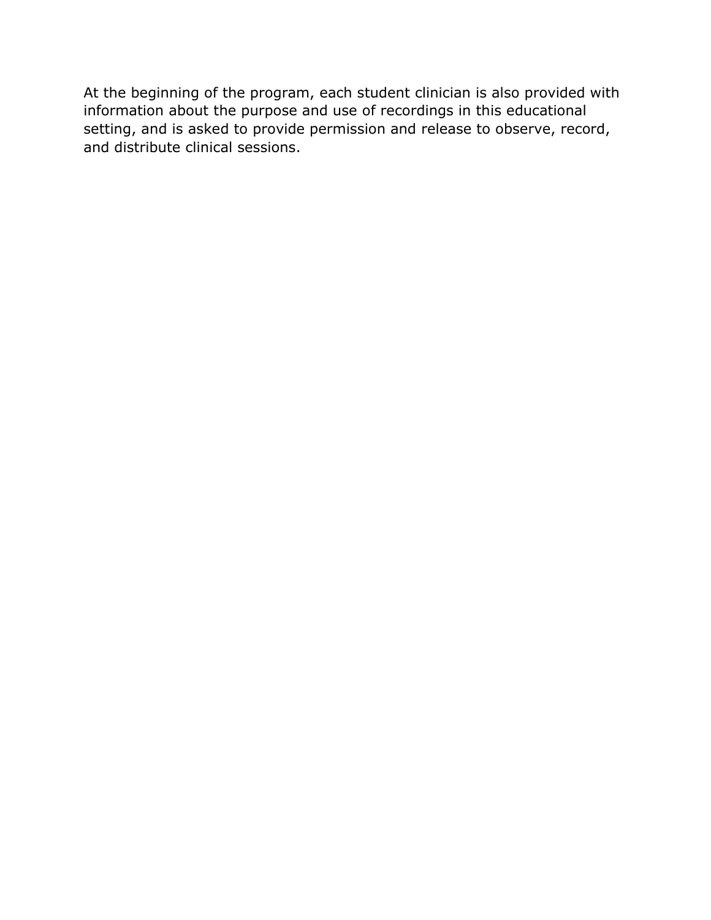At the beginning of the program, each student clinician is also provided with information about the purpose and use of recordings in this educational setting, and is asked to provide permission and release to observe, record, and distribute clinical sessions.